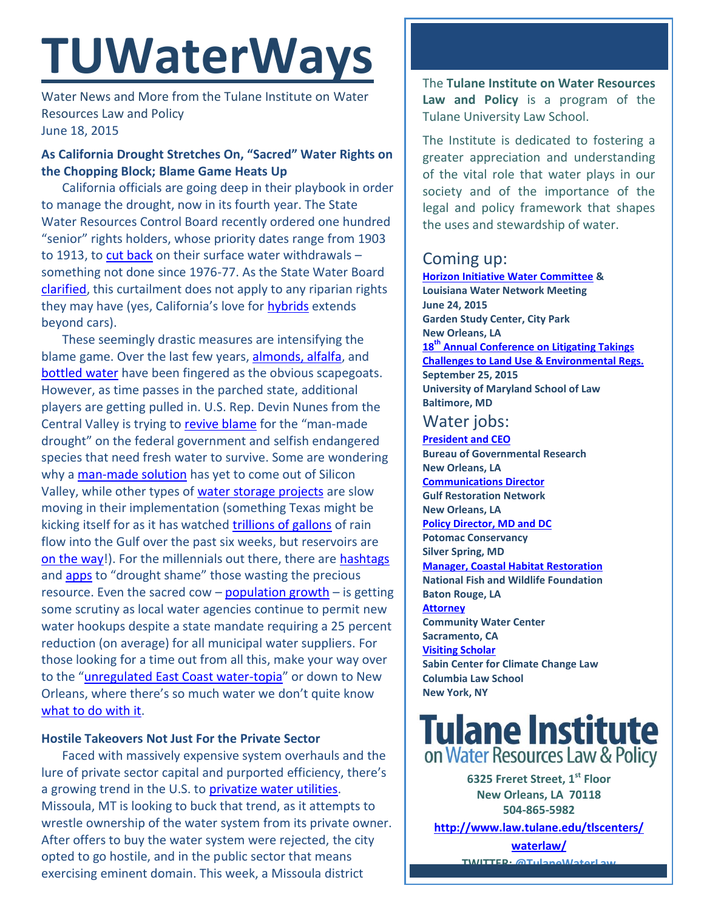# TUWaterWays

Water News and More from the Tulane Institute on Water Resources Law and Policy
June 18, 2015

### As California Drought Stretches On, "Sacred" Water Rights on the Chopping Block; Blame Game Heats Up

California officials are going deep in their playbook in order to manage the drought, now in its fourth year. The State Water Resources Control Board recently ordered one hundred "senior" rights holders, whose priority dates range from 1903 to 1913, to cut back on their surface water withdrawals – something not done since 1976-77. As the State Water Board clarified, this curtailment does not apply to any riparian rights they may have (yes, California's love for hybrids extends beyond cars).

These seemingly drastic measures are intensifying the blame game. Over the last few years, almonds, alfalfa, and bottled water have been fingered as the obvious scapegoats. However, as time passes in the parched state, additional players are getting pulled in. U.S. Rep. Devin Nunes from the Central Valley is trying to revive blame for the "man-made drought" on the federal government and selfish endangered species that need fresh water to survive. Some are wondering why a man-made solution has yet to come out of Silicon Valley, while other types of water storage projects are slow moving in their implementation (something Texas might be kicking itself for as it has watched trillions of gallons of rain flow into the Gulf over the past six weeks, but reservoirs are on the way!). For the millennials out there, there are hashtags and apps to "drought shame" those wasting the precious resource. Even the sacred cow – population growth – is getting some scrutiny as local water agencies continue to permit new water hookups despite a state mandate requiring a 25 percent reduction (on average) for all municipal water suppliers. For those looking for a time out from all this, make your way over to the "unregulated East Coast water-topia" or down to New Orleans, where there's so much water we don't quite know what to do with it.

### Hostile Takeovers Not Just For the Private Sector

Faced with massively expensive system overhauls and the lure of private sector capital and purported efficiency, there's a growing trend in the U.S. to privatize water utilities. Missoula, MT is looking to buck that trend, as it attempts to wrestle ownership of the water system from its private owner. After offers to buy the water system were rejected, the city opted to go hostile, and in the public sector that means exercising eminent domain. This week, a Missoula district

---

The **Tulane Institute on Water Resources Law and Policy** is a program of the Tulane University Law School.

The Institute is dedicated to fostering a greater appreciation and understanding of the vital role that water plays in our society and of the importance of the legal and policy framework that shapes the uses and stewardship of water.

## Coming up:

**Horizon Initiative Water Committee & Louisiana Water Network Meeting**
**June 24, 2015**
**Garden Study Center, City Park**
**New Orleans, LA**

**18th Annual Conference on Litigating Takings Challenges to Land Use & Environmental Regs.**
**September 25, 2015**
**University of Maryland School of Law**
**Baltimore, MD**

## Water jobs:

**President and CEO**
**Bureau of Governmental Research**
**New Orleans, LA**

**Communications Director**
**Gulf Restoration Network**
**New Orleans, LA**

**Policy Director, MD and DC**
**Potomac Conservancy**
**Silver Spring, MD**

**Manager, Coastal Habitat Restoration**
**National Fish and Wildlife Foundation**
**Baton Rouge, LA**

**Attorney**
**Community Water Center**
**Sacramento, CA**

**Visiting Scholar**
**Sabin Center for Climate Change Law**
**Columbia Law School**
**New York, NY**

**Tulane Institute on Water Resources Law & Policy**

**6325 Freret Street, 1st Floor**
**New Orleans, LA 70118**
**504-865-5982**

**http://www.law.tulane.edu/tlscenters/waterlaw/**

**TWITTER: @TulaneWaterLaw**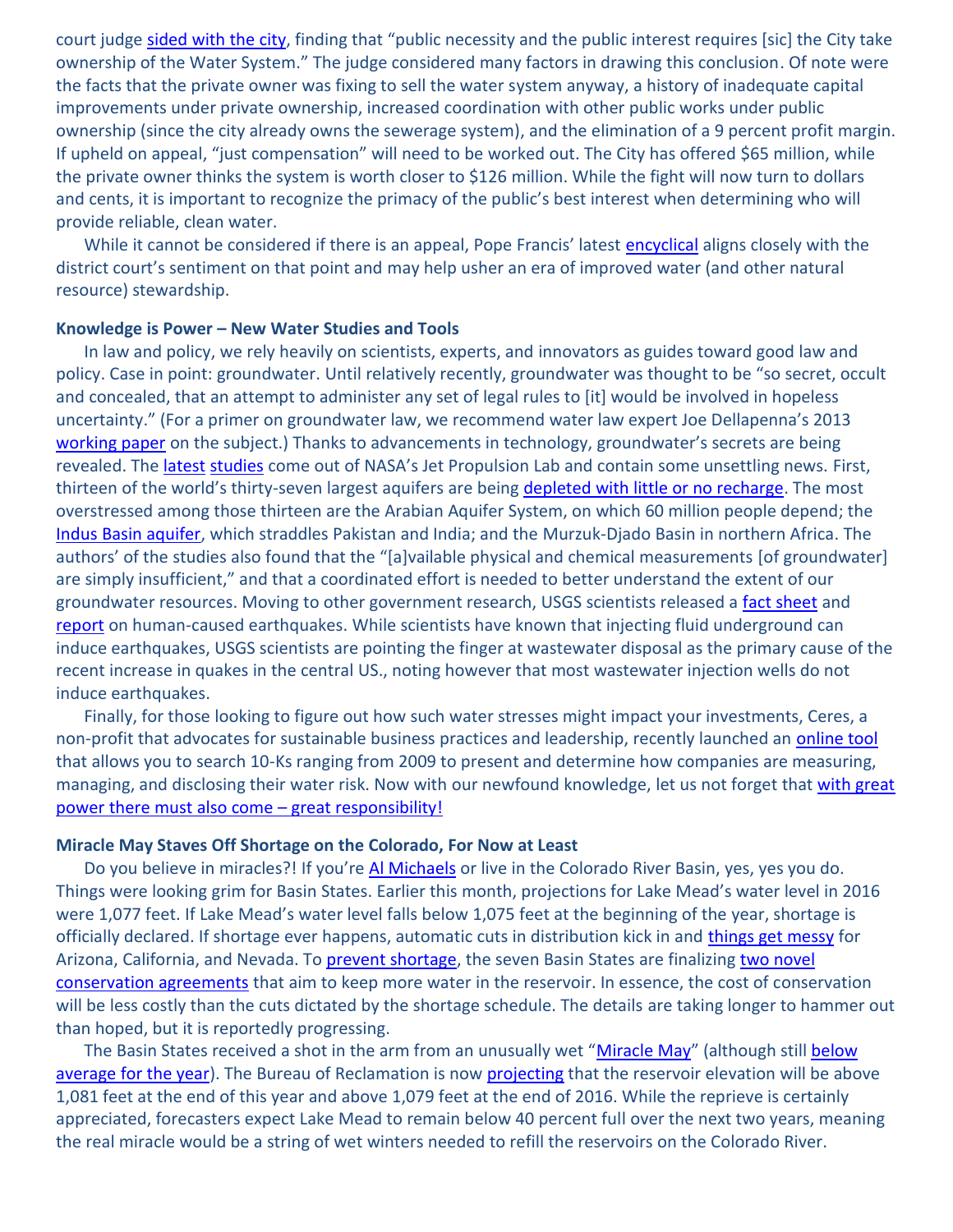court judge sided with the city, finding that "public necessity and the public interest requires [sic] the City take ownership of the Water System." The judge considered many factors in drawing this conclusion. Of note were the facts that the private owner was fixing to sell the water system anyway, a history of inadequate capital improvements under private ownership, increased coordination with other public works under public ownership (since the city already owns the sewerage system), and the elimination of a 9 percent profit margin. If upheld on appeal, "just compensation" will need to be worked out. The City has offered $65 million, while the private owner thinks the system is worth closer to $126 million. While the fight will now turn to dollars and cents, it is important to recognize the primacy of the public's best interest when determining who will provide reliable, clean water.

While it cannot be considered if there is an appeal, Pope Francis' latest encyclical aligns closely with the district court's sentiment on that point and may help usher an era of improved water (and other natural resource) stewardship.

**Knowledge is Power – New Water Studies and Tools**

In law and policy, we rely heavily on scientists, experts, and innovators as guides toward good law and policy. Case in point: groundwater. Until relatively recently, groundwater was thought to be "so secret, occult and concealed, that an attempt to administer any set of legal rules to [it] would be involved in hopeless uncertainty." (For a primer on groundwater law, we recommend water law expert Joe Dellapenna's 2013 working paper on the subject.) Thanks to advancements in technology, groundwater's secrets are being revealed. The latest studies come out of NASA's Jet Propulsion Lab and contain some unsettling news. First, thirteen of the world's thirty-seven largest aquifers are being depleted with little or no recharge. The most overstressed among those thirteen are the Arabian Aquifer System, on which 60 million people depend; the Indus Basin aquifer, which straddles Pakistan and India; and the Murzuk-Djado Basin in northern Africa. The authors' of the studies also found that the "[a]vailable physical and chemical measurements [of groundwater] are simply insufficient," and that a coordinated effort is needed to better understand the extent of our groundwater resources. Moving to other government research, USGS scientists released a fact sheet and report on human-caused earthquakes. While scientists have known that injecting fluid underground can induce earthquakes, USGS scientists are pointing the finger at wastewater disposal as the primary cause of the recent increase in quakes in the central US., noting however that most wastewater injection wells do not induce earthquakes.

Finally, for those looking to figure out how such water stresses might impact your investments, Ceres, a non-profit that advocates for sustainable business practices and leadership, recently launched an online tool that allows you to search 10-Ks ranging from 2009 to present and determine how companies are measuring, managing, and disclosing their water risk. Now with our newfound knowledge, let us not forget that with great power there must also come – great responsibility!

**Miracle May Staves Off Shortage on the Colorado, For Now at Least**

Do you believe in miracles?! If you're Al Michaels or live in the Colorado River Basin, yes, yes you do. Things were looking grim for Basin States. Earlier this month, projections for Lake Mead's water level in 2016 were 1,077 feet. If Lake Mead's water level falls below 1,075 feet at the beginning of the year, shortage is officially declared. If shortage ever happens, automatic cuts in distribution kick in and things get messy for Arizona, California, and Nevada. To prevent shortage, the seven Basin States are finalizing two novel conservation agreements that aim to keep more water in the reservoir. In essence, the cost of conservation will be less costly than the cuts dictated by the shortage schedule. The details are taking longer to hammer out than hoped, but it is reportedly progressing.

The Basin States received a shot in the arm from an unusually wet "Miracle May" (although still below average for the year). The Bureau of Reclamation is now projecting that the reservoir elevation will be above 1,081 feet at the end of this year and above 1,079 feet at the end of 2016. While the reprieve is certainly appreciated, forecasters expect Lake Mead to remain below 40 percent full over the next two years, meaning the real miracle would be a string of wet winters needed to refill the reservoirs on the Colorado River.